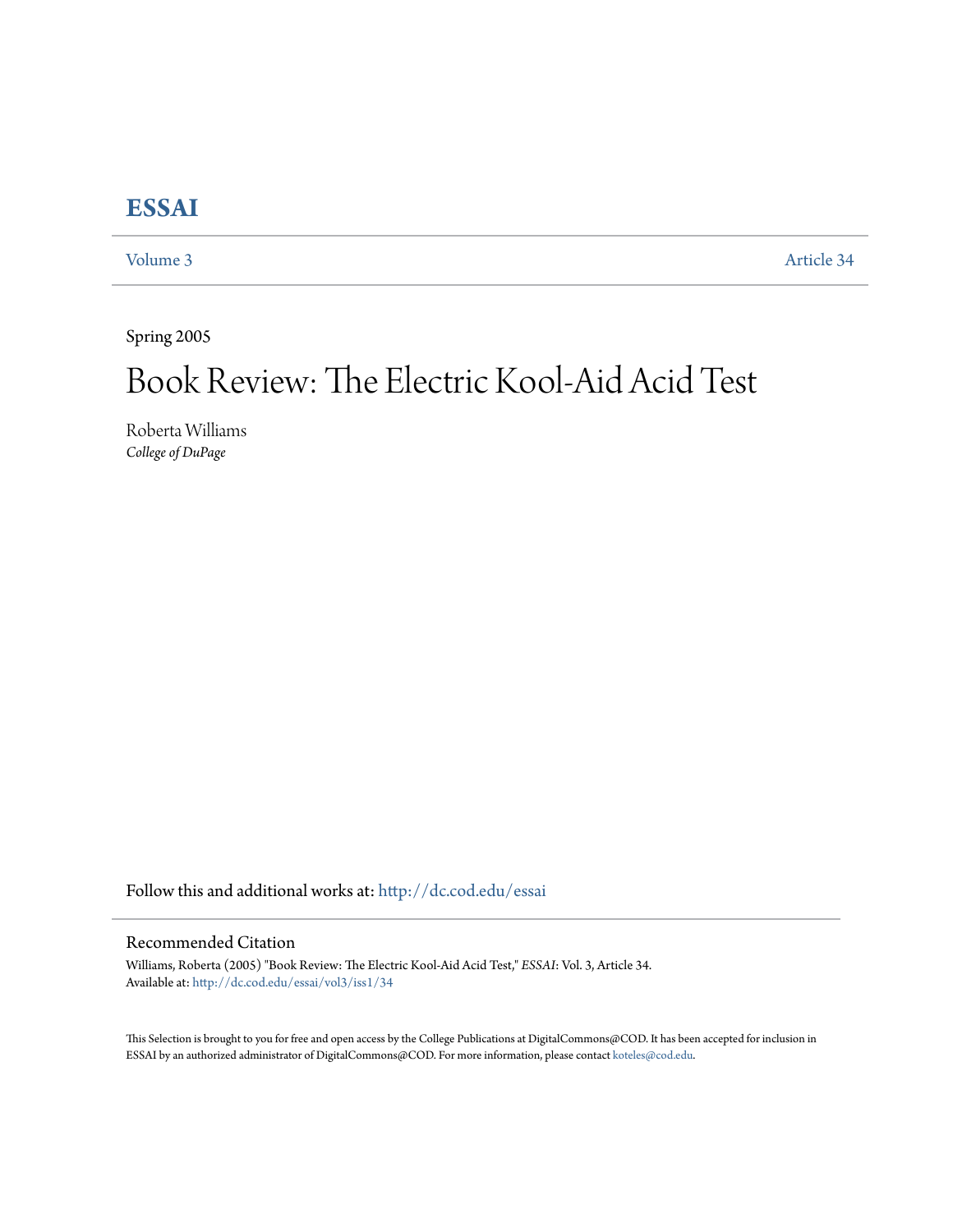# ESSAI

Volume 3 | Article 34

Spring 2005

# Book Review: The Electric Kool-Aid Acid Test

Roberta Williams
*College of DuPage*

Follow this and additional works at: http://dc.cod.edu/essai

## Recommended Citation

Williams, Roberta (2005) "Book Review: The Electric Kool-Aid Acid Test," *ESSAI*: Vol. 3, Article 34.
Available at: http://dc.cod.edu/essai/vol3/iss1/34

This Selection is brought to you for free and open access by the College Publications at DigitalCommons@COD. It has been accepted for inclusion in ESSAI by an authorized administrator of DigitalCommons@COD. For more information, please contact koteles@cod.edu.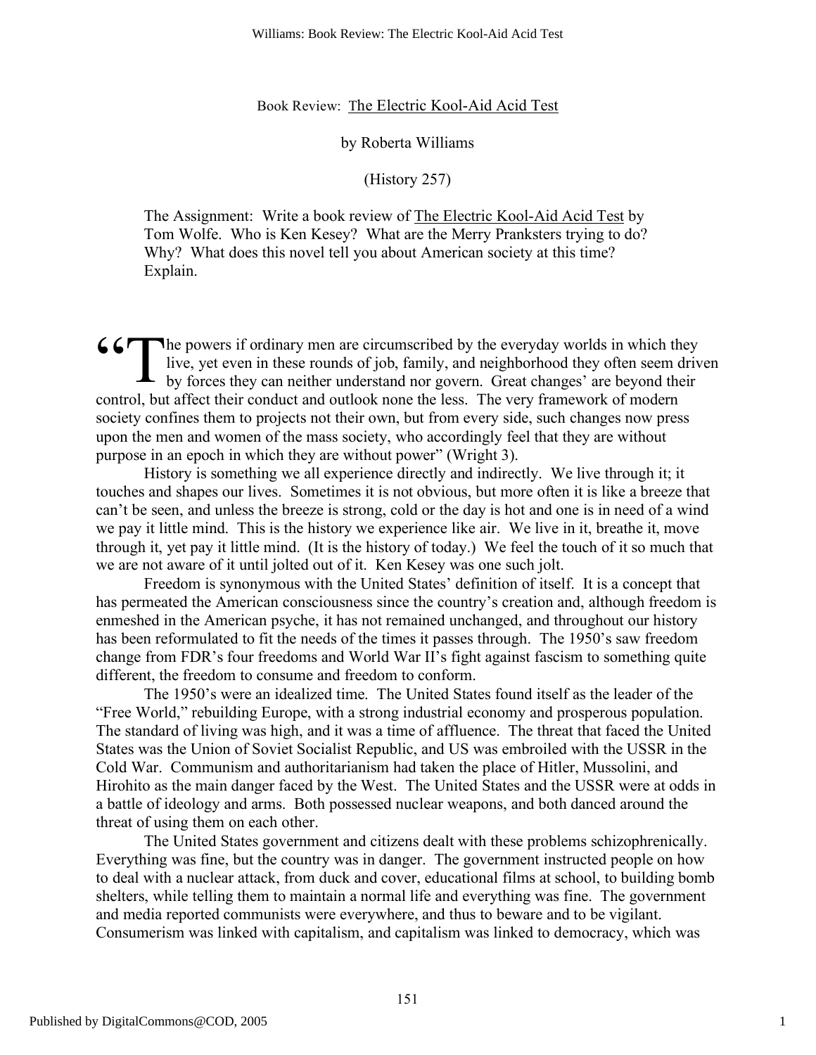Book Review: The Electric Kool-Aid Acid Test

by Roberta Williams

(History 257)

> The Assignment: Write a book review of The Electric Kool-Aid Acid Test by Tom Wolfe. Who is Ken Kesey? What are the Merry Pranksters trying to do? Why? What does this novel tell you about American society at this time? Explain.

"The powers if ordinary men are circumscribed by the everyday worlds in which they live, yet even in these rounds of job, family, and neighborhood they often seem driven by forces they can neither understand nor govern. Great changes' are beyond their control, but affect their conduct and outlook none the less. The very framework of modern society confines them to projects not their own, but from every side, such changes now press upon the men and women of the mass society, who accordingly feel that they are without purpose in an epoch in which they are without power" (Wright 3).

History is something we all experience directly and indirectly. We live through it; it touches and shapes our lives. Sometimes it is not obvious, but more often it is like a breeze that can't be seen, and unless the breeze is strong, cold or the day is hot and one is in need of a wind we pay it little mind. This is the history we experience like air. We live in it, breathe it, move through it, yet pay it little mind. (It is the history of today.) We feel the touch of it so much that we are not aware of it until jolted out of it. Ken Kesey was one such jolt.

Freedom is synonymous with the United States' definition of itself. It is a concept that has permeated the American consciousness since the country's creation and, although freedom is enmeshed in the American psyche, it has not remained unchanged, and throughout our history has been reformulated to fit the needs of the times it passes through. The 1950's saw freedom change from FDR's four freedoms and World War II's fight against fascism to something quite different, the freedom to consume and freedom to conform.

The 1950's were an idealized time. The United States found itself as the leader of the "Free World," rebuilding Europe, with a strong industrial economy and prosperous population. The standard of living was high, and it was a time of affluence. The threat that faced the United States was the Union of Soviet Socialist Republic, and US was embroiled with the USSR in the Cold War. Communism and authoritarianism had taken the place of Hitler, Mussolini, and Hirohito as the main danger faced by the West. The United States and the USSR were at odds in a battle of ideology and arms. Both possessed nuclear weapons, and both danced around the threat of using them on each other.

The United States government and citizens dealt with these problems schizophrenically. Everything was fine, but the country was in danger. The government instructed people on how to deal with a nuclear attack, from duck and cover, educational films at school, to building bomb shelters, while telling them to maintain a normal life and everything was fine. The government and media reported communists were everywhere, and thus to beware and to be vigilant. Consumerism was linked with capitalism, and capitalism was linked to democracy, which was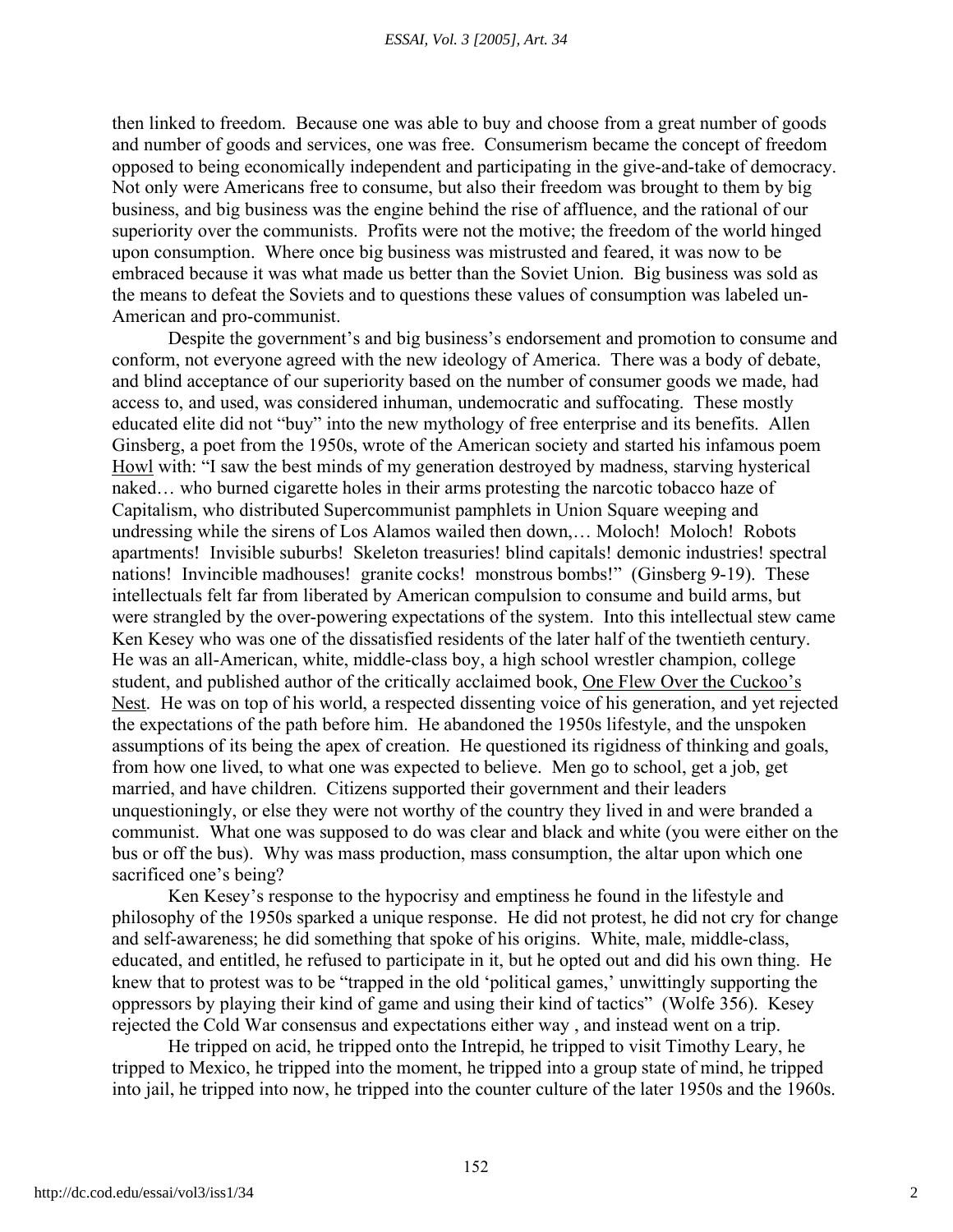then linked to freedom. Because one was able to buy and choose from a great number of goods and number of goods and services, one was free. Consumerism became the concept of freedom opposed to being economically independent and participating in the give-and-take of democracy. Not only were Americans free to consume, but also their freedom was brought to them by big business, and big business was the engine behind the rise of affluence, and the rational of our superiority over the communists. Profits were not the motive; the freedom of the world hinged upon consumption. Where once big business was mistrusted and feared, it was now to be embraced because it was what made us better than the Soviet Union. Big business was sold as the means to defeat the Soviets and to questions these values of consumption was labeled un-American and pro-communist.

Despite the government's and big business's endorsement and promotion to consume and conform, not everyone agreed with the new ideology of America. There was a body of debate, and blind acceptance of our superiority based on the number of consumer goods we made, had access to, and used, was considered inhuman, undemocratic and suffocating. These mostly educated elite did not "buy" into the new mythology of free enterprise and its benefits. Allen Ginsberg, a poet from the 1950s, wrote of the American society and started his infamous poem Howl with: "I saw the best minds of my generation destroyed by madness, starving hysterical naked… who burned cigarette holes in their arms protesting the narcotic tobacco haze of Capitalism, who distributed Supercommunist pamphlets in Union Square weeping and undressing while the sirens of Los Alamos wailed then down,… Moloch! Moloch! Robots apartments! Invisible suburbs! Skeleton treasuries! blind capitals! demonic industries! spectral nations! Invincible madhouses! granite cocks! monstrous bombs!" (Ginsberg 9-19). These intellectuals felt far from liberated by American compulsion to consume and build arms, but were strangled by the over-powering expectations of the system. Into this intellectual stew came Ken Kesey who was one of the dissatisfied residents of the later half of the twentieth century. He was an all-American, white, middle-class boy, a high school wrestler champion, college student, and published author of the critically acclaimed book, One Flew Over the Cuckoo's Nest. He was on top of his world, a respected dissenting voice of his generation, and yet rejected the expectations of the path before him. He abandoned the 1950s lifestyle, and the unspoken assumptions of its being the apex of creation. He questioned its rigidness of thinking and goals, from how one lived, to what one was expected to believe. Men go to school, get a job, get married, and have children. Citizens supported their government and their leaders unquestioningly, or else they were not worthy of the country they lived in and were branded a communist. What one was supposed to do was clear and black and white (you were either on the bus or off the bus). Why was mass production, mass consumption, the altar upon which one sacrificed one's being?

Ken Kesey's response to the hypocrisy and emptiness he found in the lifestyle and philosophy of the 1950s sparked a unique response. He did not protest, he did not cry for change and self-awareness; he did something that spoke of his origins. White, male, middle-class, educated, and entitled, he refused to participate in it, but he opted out and did his own thing. He knew that to protest was to be "trapped in the old 'political games,' unwittingly supporting the oppressors by playing their kind of game and using their kind of tactics" (Wolfe 356). Kesey rejected the Cold War consensus and expectations either way , and instead went on a trip.

He tripped on acid, he tripped onto the Intrepid, he tripped to visit Timothy Leary, he tripped to Mexico, he tripped into the moment, he tripped into a group state of mind, he tripped into jail, he tripped into now, he tripped into the counter culture of the later 1950s and the 1960s.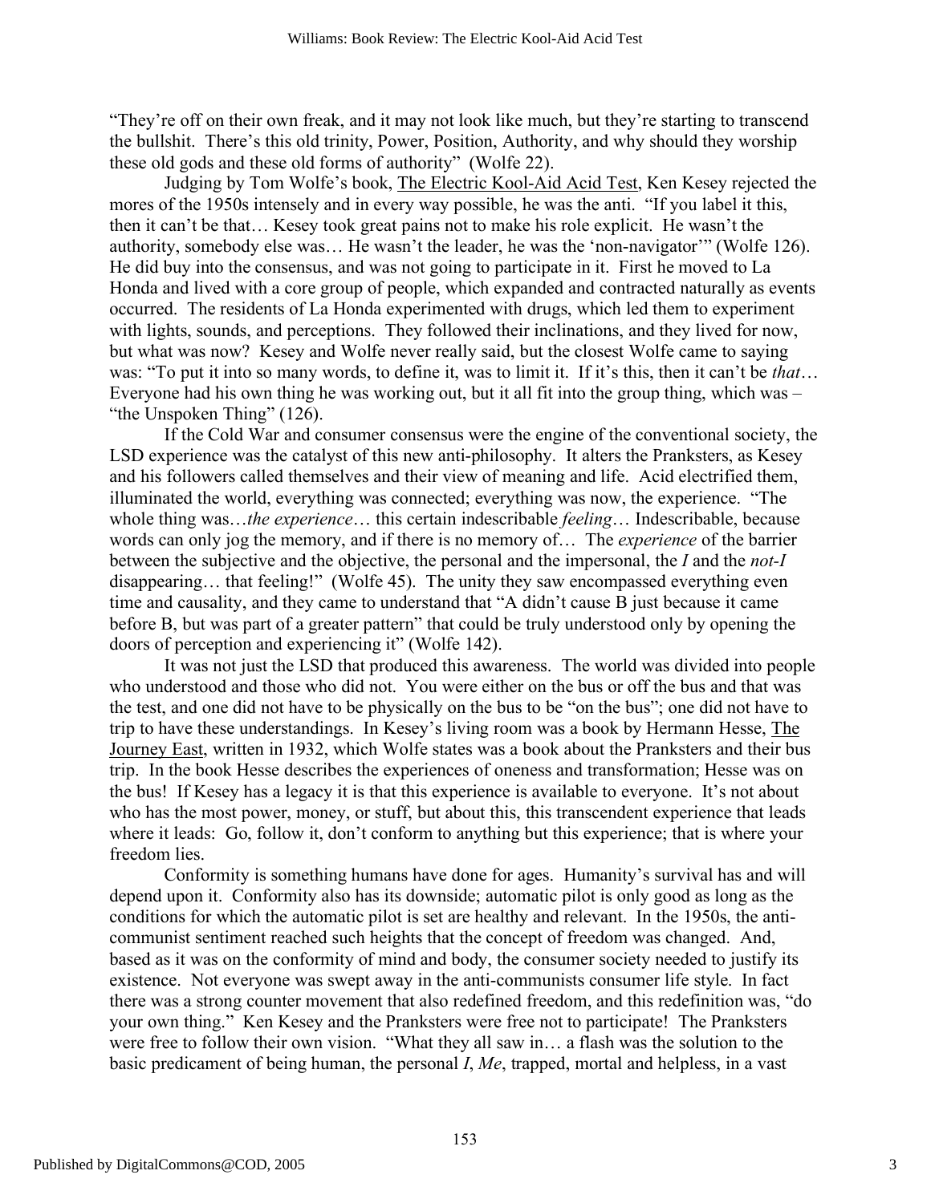"They're off on their own freak, and it may not look like much, but they're starting to transcend the bullshit. There's this old trinity, Power, Position, Authority, and why should they worship these old gods and these old forms of authority" (Wolfe 22).

Judging by Tom Wolfe's book, The Electric Kool-Aid Acid Test, Ken Kesey rejected the mores of the 1950s intensely and in every way possible, he was the anti. "If you label it this, then it can't be that… Kesey took great pains not to make his role explicit. He wasn't the authority, somebody else was… He wasn't the leader, he was the 'non-navigator'" (Wolfe 126). He did buy into the consensus, and was not going to participate in it. First he moved to La Honda and lived with a core group of people, which expanded and contracted naturally as events occurred. The residents of La Honda experimented with drugs, which led them to experiment with lights, sounds, and perceptions. They followed their inclinations, and they lived for now, but what was now? Kesey and Wolfe never really said, but the closest Wolfe came to saying was: "To put it into so many words, to define it, was to limit it. If it's this, then it can't be *that*… Everyone had his own thing he was working out, but it all fit into the group thing, which was – "the Unspoken Thing" (126).

If the Cold War and consumer consensus were the engine of the conventional society, the LSD experience was the catalyst of this new anti-philosophy. It alters the Pranksters, as Kesey and his followers called themselves and their view of meaning and life. Acid electrified them, illuminated the world, everything was connected; everything was now, the experience. "The whole thing was…*the experience*… this certain indescribable *feeling*… Indescribable, because words can only jog the memory, and if there is no memory of… The *experience* of the barrier between the subjective and the objective, the personal and the impersonal, the *I* and the *not-I* disappearing… that feeling!" (Wolfe 45). The unity they saw encompassed everything even time and causality, and they came to understand that "A didn't cause B just because it came before B, but was part of a greater pattern" that could be truly understood only by opening the doors of perception and experiencing it" (Wolfe 142).

It was not just the LSD that produced this awareness. The world was divided into people who understood and those who did not. You were either on the bus or off the bus and that was the test, and one did not have to be physically on the bus to be "on the bus"; one did not have to trip to have these understandings. In Kesey's living room was a book by Hermann Hesse, The Journey East, written in 1932, which Wolfe states was a book about the Pranksters and their bus trip. In the book Hesse describes the experiences of oneness and transformation; Hesse was on the bus! If Kesey has a legacy it is that this experience is available to everyone. It's not about who has the most power, money, or stuff, but about this, this transcendent experience that leads where it leads: Go, follow it, don't conform to anything but this experience; that is where your freedom lies.

Conformity is something humans have done for ages. Humanity's survival has and will depend upon it. Conformity also has its downside; automatic pilot is only good as long as the conditions for which the automatic pilot is set are healthy and relevant. In the 1950s, the anti-communist sentiment reached such heights that the concept of freedom was changed. And, based as it was on the conformity of mind and body, the consumer society needed to justify its existence. Not everyone was swept away in the anti-communists consumer life style. In fact there was a strong counter movement that also redefined freedom, and this redefinition was, "do your own thing." Ken Kesey and the Pranksters were free not to participate! The Pranksters were free to follow their own vision. "What they all saw in… a flash was the solution to the basic predicament of being human, the personal *I*, *Me*, trapped, mortal and helpless, in a vast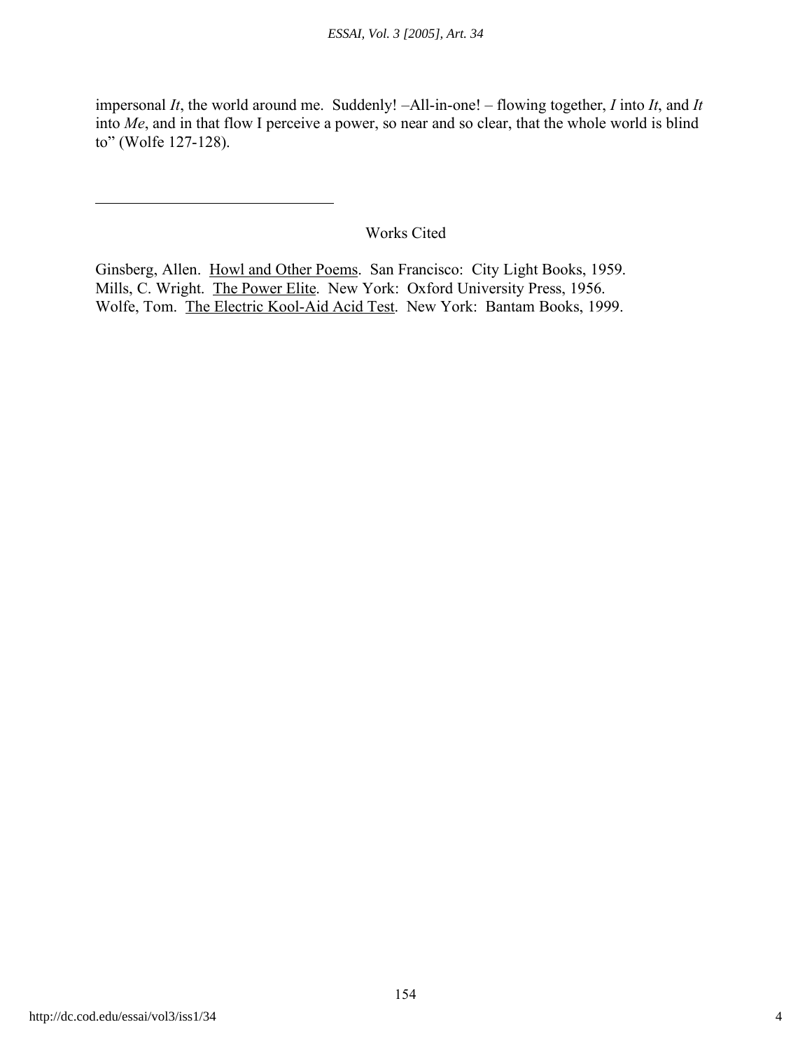impersonal *It*, the world around me. Suddenly! –All-in-one! – flowing together, *I* into *It*, and *It* into *Me*, and in that flow I perceive a power, so near and so clear, that the whole world is blind to" (Wolfe 127-128).

---

## Works Cited

Ginsberg, Allen. Howl and Other Poems. San Francisco: City Light Books, 1959.
Mills, C. Wright. The Power Elite. New York: Oxford University Press, 1956.
Wolfe, Tom. The Electric Kool-Aid Acid Test. New York: Bantam Books, 1999.